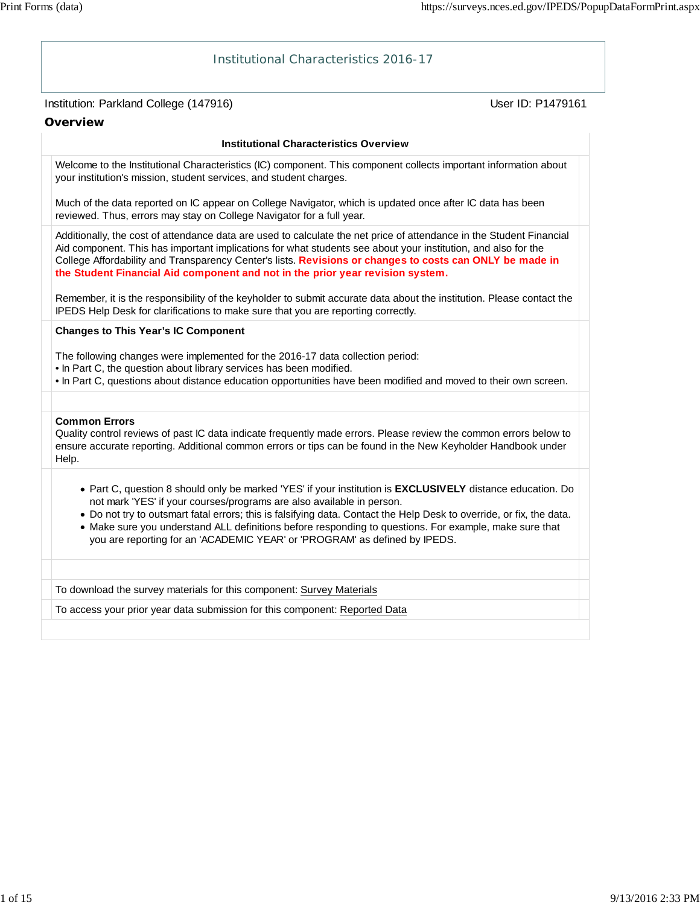# Institutional Characteristics 2016-17

Institution: Parkland College (147916)

User ID: P1479161

## Overview

### Institutional Characteristics Overview

Welcome to the Institutional Characteristics (IC) component. This component collects important information about your institution's mission, student services, and student charges.

Much of the data reported on IC appear on College Navigator, which is updated once after IC data has been reviewed. Thus, errors may stay on College Navigator for a full year.

Additionally, the cost of attendance data are used to calculate the net price of attendance in the Student Financial Aid component. This has important implications for what students see about your institution, and also for the College Affordability and Transparency Center's lists. **Revisions or changes to costs can ONLY be made in the Student Financial Aid component and not in the prior year revision system.**

Remember, it is the responsibility of the keyholder to submit accurate data about the institution. Please contact the IPEDS Help Desk for clarifications to make sure that you are reporting correctly.

**Changes to This Year's IC Component**

The following changes were implemented for the 2016-17 data collection period:

- In Part C, the question about library services has been modified.
- In Part C, questions about distance education opportunities have been modified and moved to their own screen.

**Common Errors**

Quality control reviews of past IC data indicate frequently made errors. Please review the common errors below to ensure accurate reporting. Additional common errors or tips can be found in the New Keyholder Handbook under Help.

- Part C, question 8 should only be marked 'YES' if your institution is **EXCLUSIVELY** distance education. Do not mark 'YES' if your courses/programs are also available in person.
- Do not try to outsmart fatal errors; this is falsifying data. Contact the Help Desk to override, or fix, the data.
- Make sure you understand ALL definitions before responding to questions. For example, make sure that you are reporting for an 'ACADEMIC YEAR' or 'PROGRAM' as defined by IPEDS.

To download the survey materials for this component: Survey Materials

To access your prior year data submission for this component: Reported Data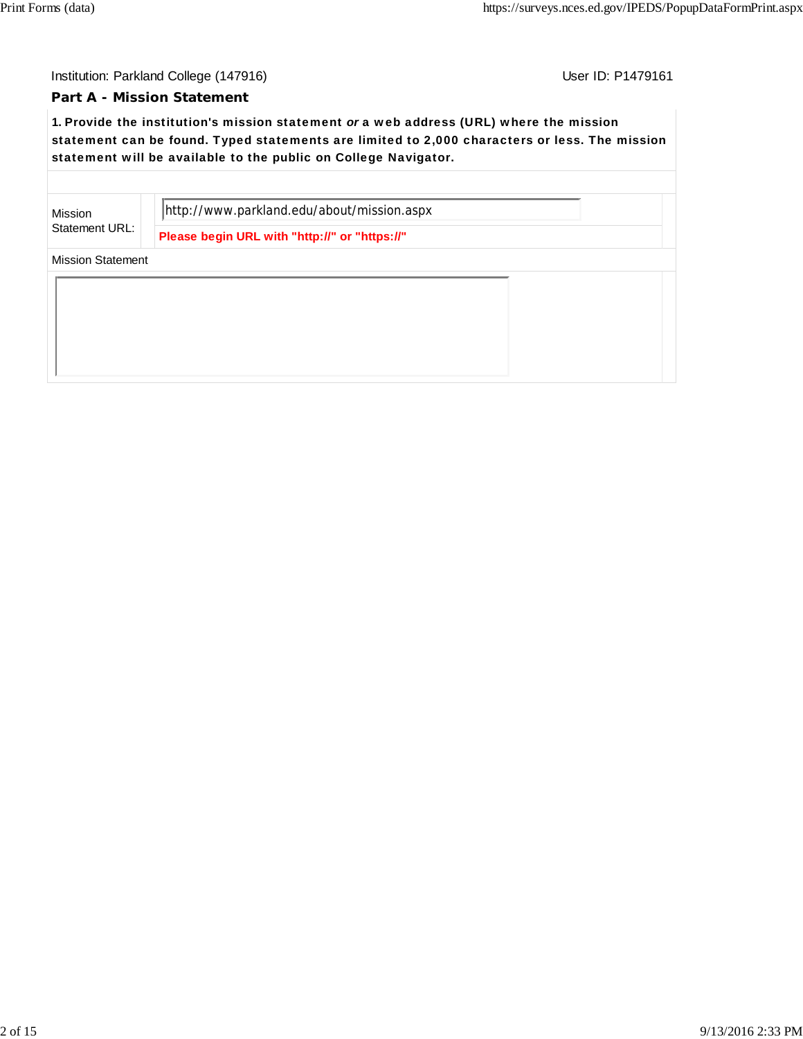Institution: Parkland College (147916) User ID: P1479161

## Part A - Mission Statement

**1. Provide the institution's mission statement *or* a web address (URL) where the mission statement can be found. Typed statements are limited to 2,000 characters or less. The mission statement will be available to the public on College Navigator.**

| | |
|---|---|
| Mission Statement URL: | http://www.parkland.edu/about/mission.aspx |
| | **Please begin URL with "http://" or "https://"** |

Mission Statement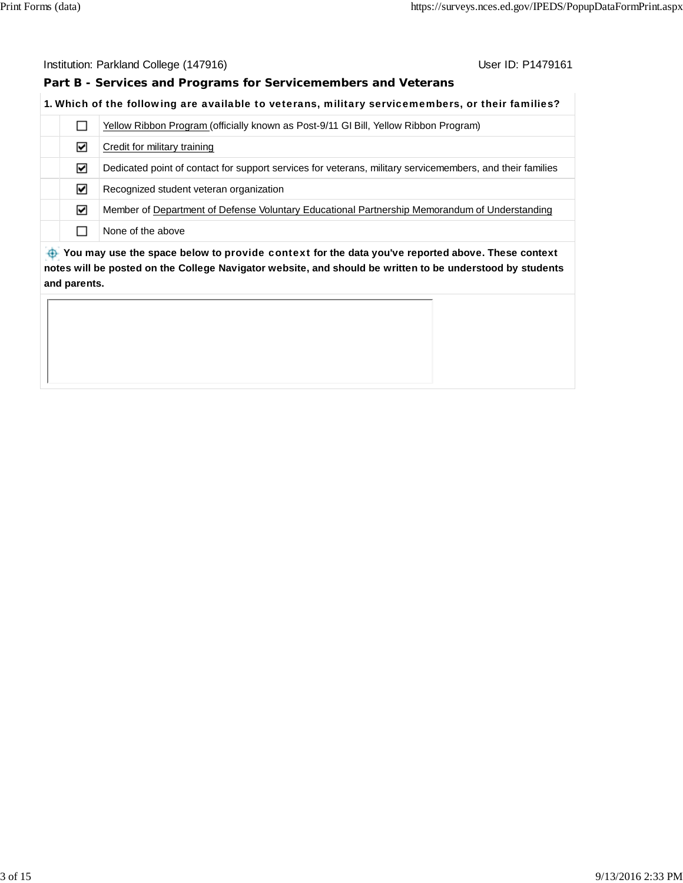Institution: Parkland College (147916)   User ID: P1479161

## Part B - Services and Programs for Servicemembers and Veterans

**1. Which of the following are available to veterans, military servicemembers, or their families?**

| | |
|---|---|
| ☐ | Yellow Ribbon Program (officially known as Post-9/11 GI Bill, Yellow Ribbon Program) |
| ☑ | Credit for military training |
| ☑ | Dedicated point of contact for support services for veterans, military servicemembers, and their families |
| ☑ | Recognized student veteran organization |
| ☑ | Member of Department of Defense Voluntary Educational Partnership Memorandum of Understanding |
| ☐ | None of the above |

**You may use the space below to provide context for the data you've reported above. These context notes will be posted on the College Navigator website, and should be written to be understood by students and parents.**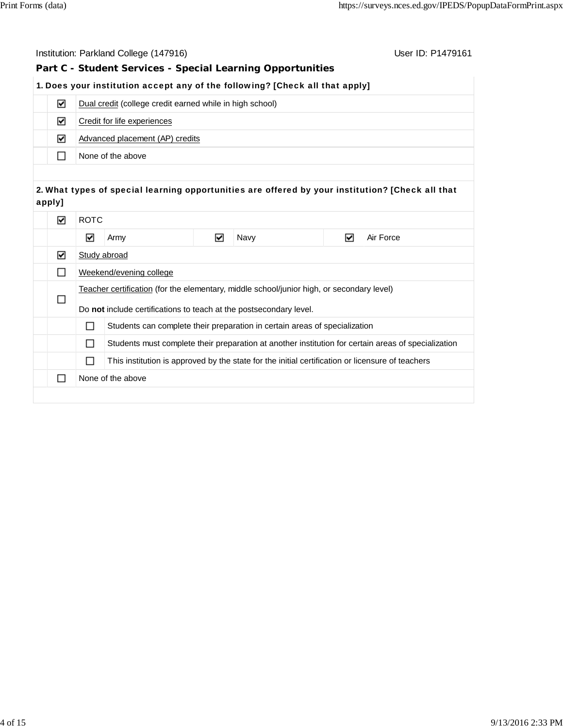Institution: Parkland College (147916) User ID: P1479161

## Part C - Student Services - Special Learning Opportunities

**1. Does your institution accept any of the following? [Check all that apply]**

| | |
|---|---|
| ☑ | Dual credit (college credit earned while in high school) |
| ☑ | Credit for life experiences |
| ☑ | Advanced placement (AP) credits |
| ☐ | None of the above |

**2. What types of special learning opportunities are offered by your institution? [Check all that apply]**

| | | | | | | |
|---|---|---|---|---|---|---|
| ☑ | ROTC | | | | | |
| | ☑ | Army | ☑ | Navy | ☑ | Air Force |
| ☑ | Study abroad | | | | | |
| ☐ | Weekend/evening college | | | | | |
| ☐ | Teacher certification (for the elementary, middle school/junior high, or secondary level)<br><br>Do **not** include certifications to teach at the postsecondary level. | | | | | |
| | ☐ | Students can complete their preparation in certain areas of specialization | | | | |
| | ☐ | Students must complete their preparation at another institution for certain areas of specialization | | | | |
| | ☐ | This institution is approved by the state for the initial certification or licensure of teachers | | | | |
| ☐ | None of the above | | | | | |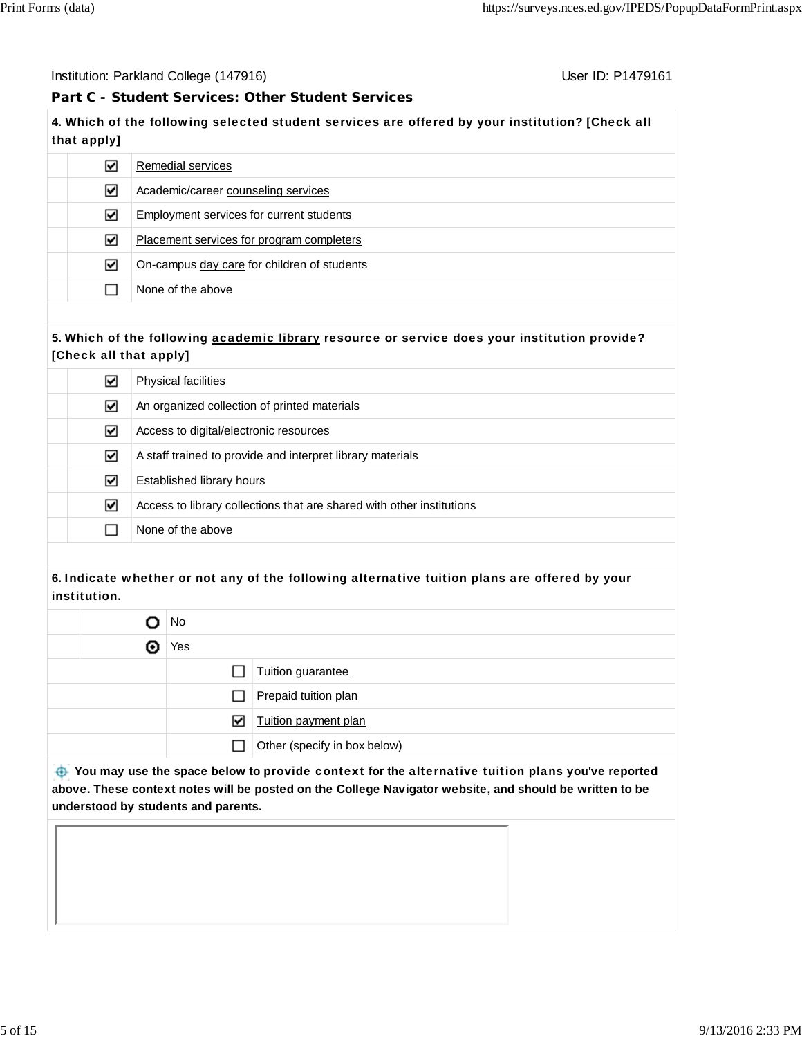Institution: Parkland College (147916) User ID: P1479161

## Part C - Student Services: Other Student Services

**4. Which of the following selected student services are offered by your institution? [Check all that apply]**

- [x] Remedial services
- [x] Academic/career counseling services
- [x] Employment services for current students
- [x] Placement services for program completers
- [x] On-campus day care for children of students
- [ ] None of the above

**5. Which of the following academic library resource or service does your institution provide? [Check all that apply]**

- [x] Physical facilities
- [x] An organized collection of printed materials
- [x] Access to digital/electronic resources
- [x] A staff trained to provide and interpret library materials
- [x] Established library hours
- [x] Access to library collections that are shared with other institutions
- [ ] None of the above

**6. Indicate whether or not any of the following alternative tuition plans are offered by your institution.**

- ( ) No
- (•) Yes
  - [ ] Tuition guarantee
  - [ ] Prepaid tuition plan
  - [x] Tuition payment plan
  - [ ] Other (specify in box below)

**You may use the space below to provide context for the alternative tuition plans you've reported above. These context notes will be posted on the College Navigator website, and should be written to be understood by students and parents.**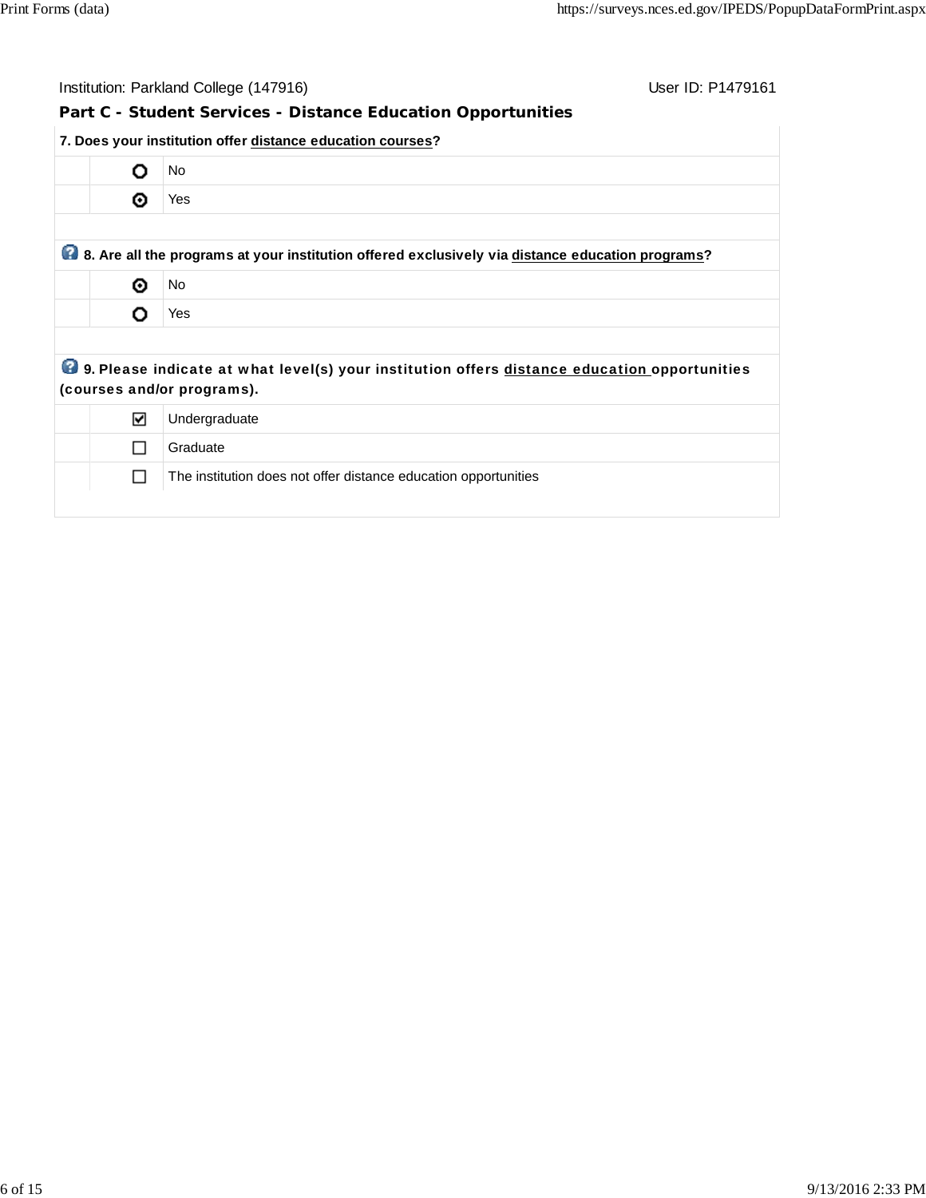Institution: Parkland College (147916) User ID: P1479161

## Part C - Student Services - Distance Education Opportunities

**7. Does your institution offer distance education courses?**

- ○ No
- ◉ Yes

**8. Are all the programs at your institution offered exclusively via distance education programs?**

- ◉ No
- ○ Yes

**9. Please indicate at what level(s) your institution offers distance education opportunities (courses and/or programs).**

- ☑ Undergraduate
- ☐ Graduate
- ☐ The institution does not offer distance education opportunities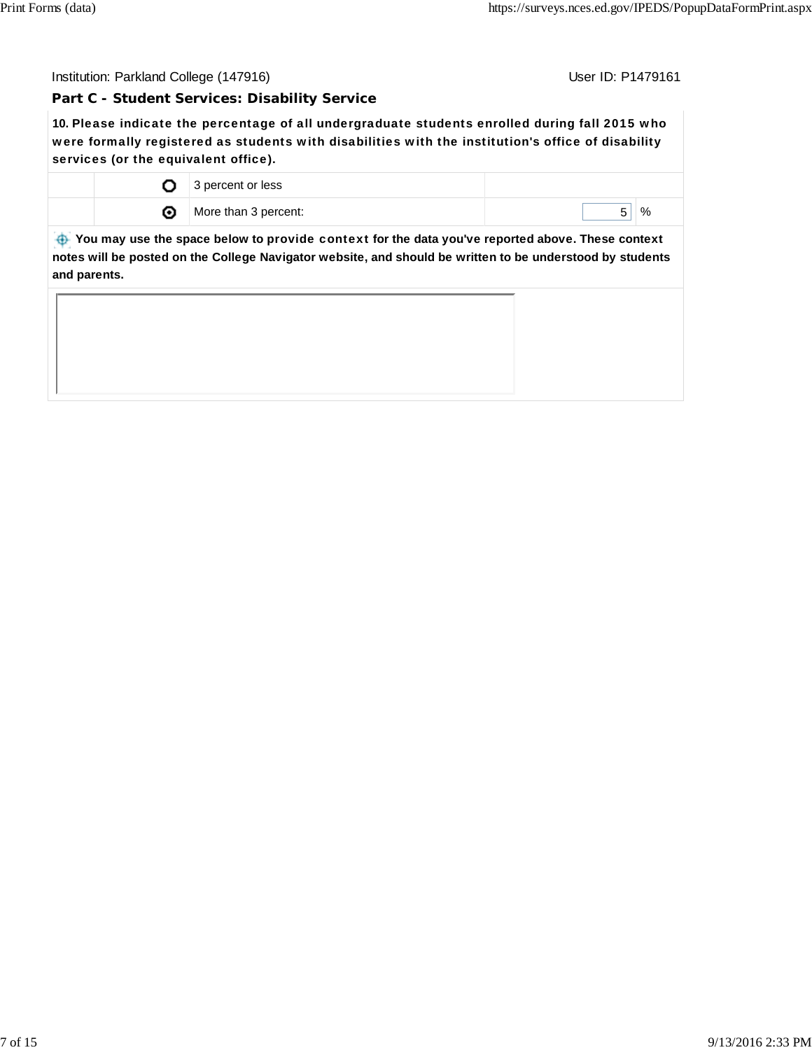Institution: Parkland College (147916) User ID: P1479161

## Part C - Student Services: Disability Service

**10. Please indicate the percentage of all undergraduate students enrolled during fall 2015 who were formally registered as students with disabilities with the institution's office of disability services (or the equivalent office).**

| | | | | |
|---|---|---|---|---|
| | ○ | 3 percent or less | | |
| | ◉ | More than 3 percent: | 5 | % |

**You may use the space below to provide context for the data you've reported above. These context notes will be posted on the College Navigator website, and should be written to be understood by students and parents.**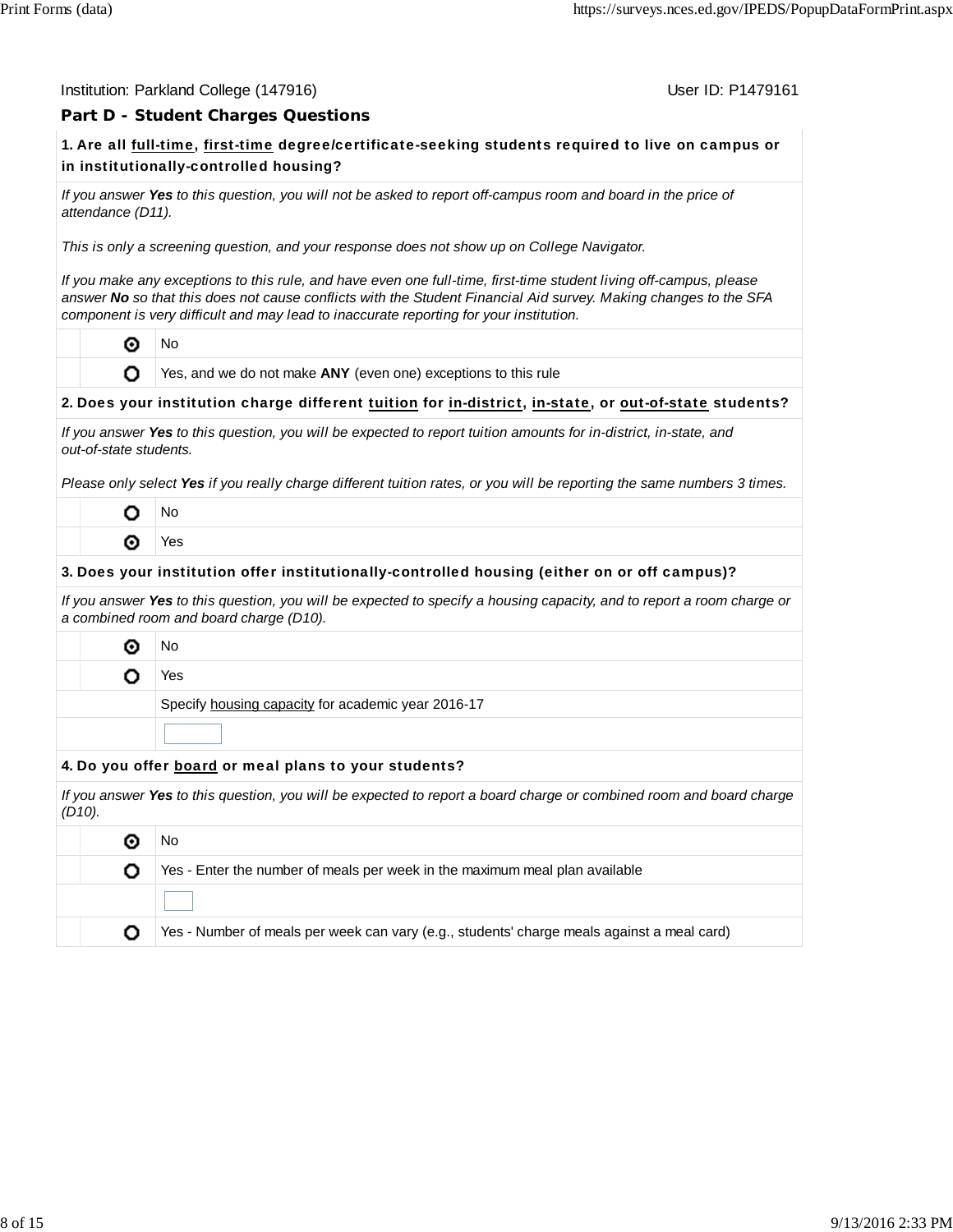Institution: Parkland College (147916) User ID: P1479161

## Part D - Student Charges Questions

**1. Are all full-time, first-time degree/certificate-seeking students required to live on campus or in institutionally-controlled housing?**

*If you answer **Yes** to this question, you will not be asked to report off-campus room and board in the price of attendance (D11).*

*This is only a screening question, and your response does not show up on College Navigator.*

*If you make any exceptions to this rule, and have even one full-time, first-time student living off-campus, please answer **No** so that this does not cause conflicts with the Student Financial Aid survey. Making changes to the SFA component is very difficult and may lead to inaccurate reporting for your institution.*

- (selected) No
- ( ) Yes, and we do not make **ANY** (even one) exceptions to this rule

**2. Does your institution charge different tuition for in-district, in-state, or out-of-state students?**

*If you answer **Yes** to this question, you will be expected to report tuition amounts for in-district, in-state, and out-of-state students.*

*Please only select **Yes** if you really charge different tuition rates, or you will be reporting the same numbers 3 times.*

- ( ) No
- (selected) Yes

**3. Does your institution offer institutionally-controlled housing (either on or off campus)?**

*If you answer **Yes** to this question, you will be expected to specify a housing capacity, and to report a room charge or a combined room and board charge (D10).*

- (selected) No
- ( ) Yes

Specify housing capacity for academic year 2016-17

[ ]

**4. Do you offer board or meal plans to your students?**

*If you answer **Yes** to this question, you will be expected to report a board charge or combined room and board charge (D10).*

- (selected) No
- ( ) Yes - Enter the number of meals per week in the maximum meal plan available

  [ ]

- ( ) Yes - Number of meals per week can vary (e.g., students' charge meals against a meal card)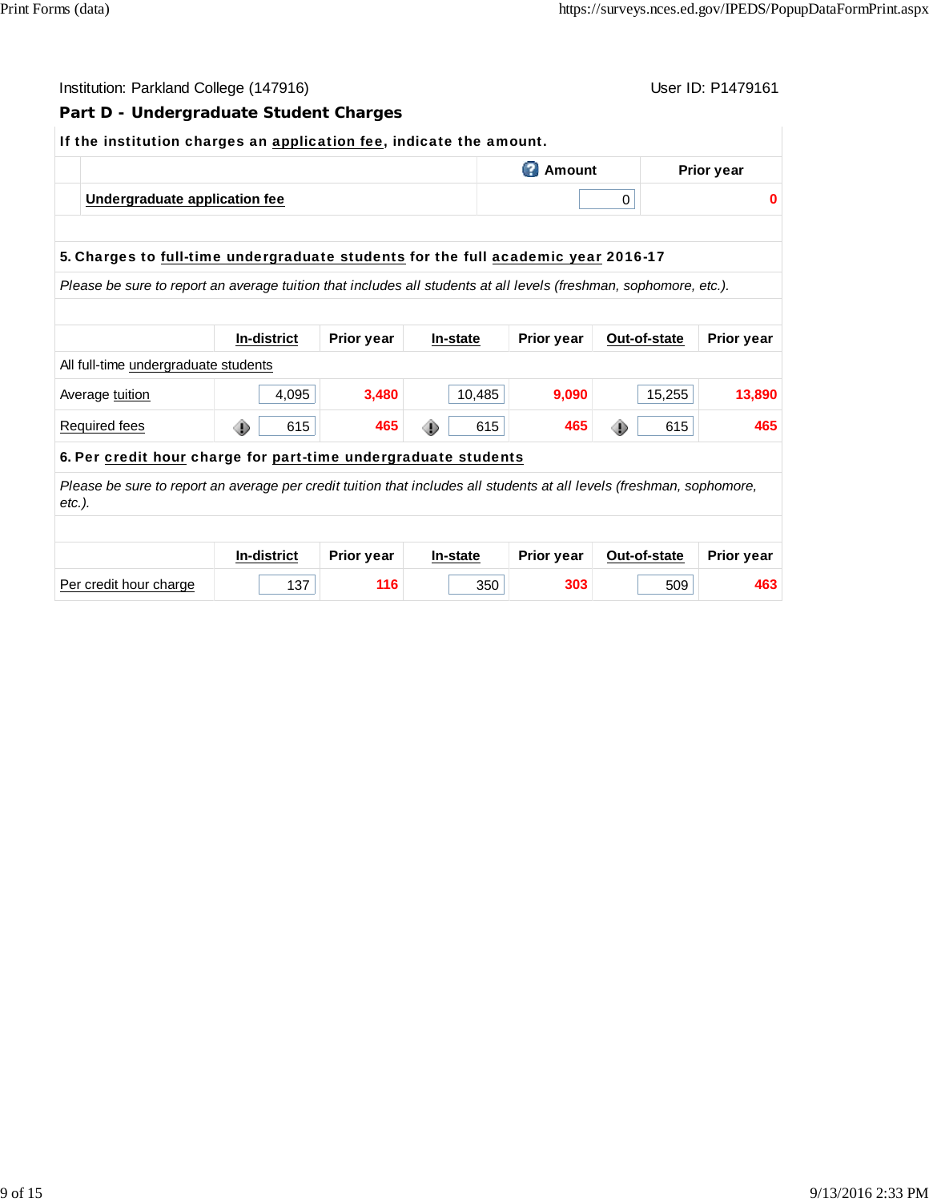Institution: Parkland College (147916) User ID: P1479161

## Part D - Undergraduate Student Charges

**If the institution charges an application fee, indicate the amount.**

| | Amount | Prior year |
|---|---|---|
| Undergraduate application fee | 0 | 0 |

**5. Charges to full-time undergraduate students for the full academic year 2016-17**

*Please be sure to report an average tuition that includes all students at all levels (freshman, sophomore, etc.).*

| | In-district | Prior year | In-state | Prior year | Out-of-state | Prior year |
|---|---|---|---|---|---|---|
| All full-time undergraduate students | | | | | | |
| Average tuition | 4,095 | 3,480 | 10,485 | 9,090 | 15,255 | 13,890 |
| Required fees | 615 | 465 | 615 | 465 | 615 | 465 |

**6. Per credit hour charge for part-time undergraduate students**

*Please be sure to report an average per credit tuition that includes all students at all levels (freshman, sophomore, etc.).*

| | In-district | Prior year | In-state | Prior year | Out-of-state | Prior year |
|---|---|---|---|---|---|---|
| Per credit hour charge | 137 | 116 | 350 | 303 | 509 | 463 |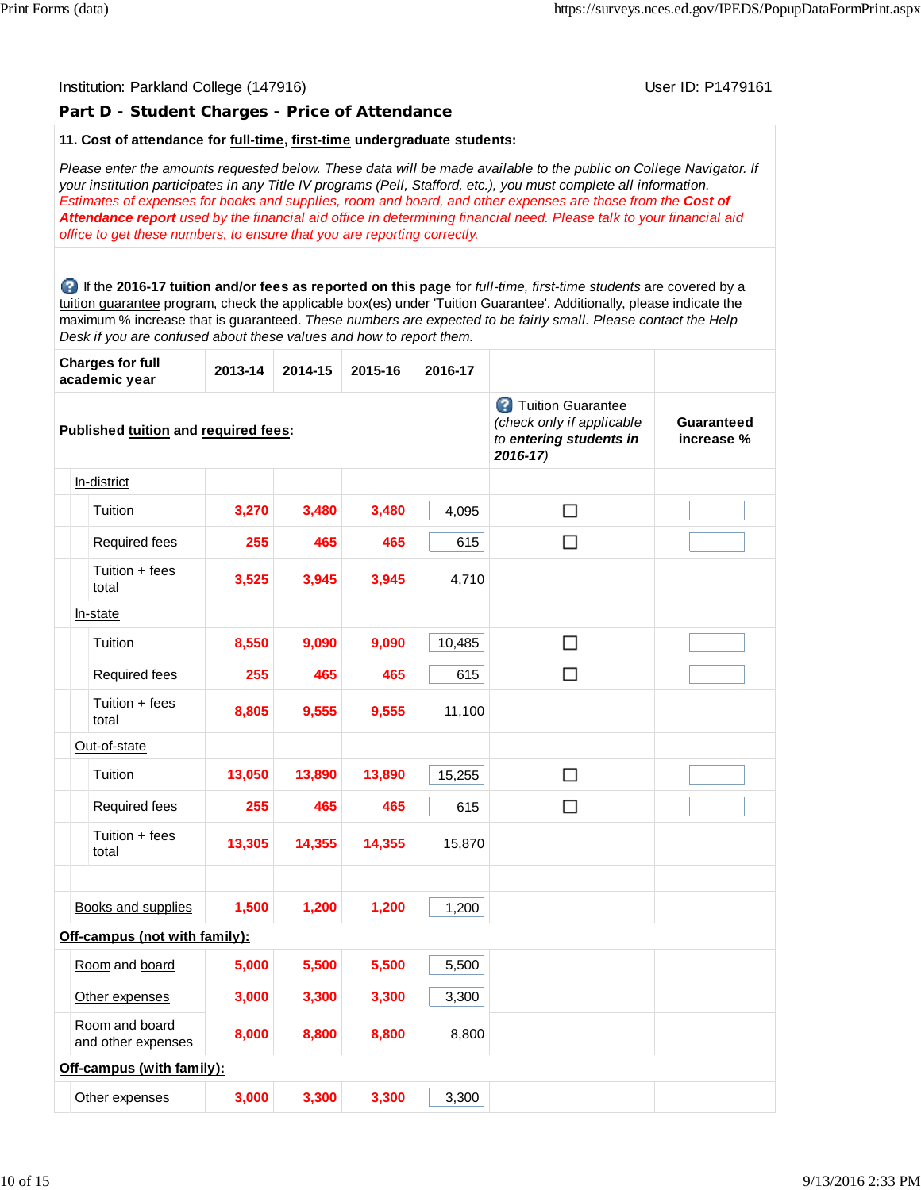Institution: Parkland College (147916) User ID: P1479161

## Part D - Student Charges - Price of Attendance

**11. Cost of attendance for full-time, first-time undergraduate students:**

*Please enter the amounts requested below. These data will be made available to the public on College Navigator. If your institution participates in any Title IV programs (Pell, Stafford, etc.), you must complete all information.*
*Estimates of expenses for books and supplies, room and board, and other expenses are those from the* ***Cost of Attendance report*** *used by the financial aid office in determining financial need. Please talk to your financial aid office to get these numbers, to ensure that you are reporting correctly.*

If the **2016-17 tuition and/or fees as reported on this page** for *full-time, first-time students* are covered by a tuition guarantee program, check the applicable box(es) under 'Tuition Guarantee'. Additionally, please indicate the maximum % increase that is guaranteed. *These numbers are expected to be fairly small. Please contact the Help Desk if you are confused about these values and how to report them.*

| **Charges for full academic year** | **2013-14** | **2014-15** | **2015-16** | **2016-17** | Tuition Guarantee *(check only if applicable to* ***entering students in 2016-17****)* | **Guaranteed increase %** |
|---|---|---|---|---|---|---|
| **Published tuition and required fees:** | | | | | | |
| In-district | | | | | | |
| Tuition | 3,270 | 3,480 | 3,480 | 4,095 | ☐ | |
| Required fees | 255 | 465 | 465 | 615 | ☐ | |
| Tuition + fees total | 3,525 | 3,945 | 3,945 | 4,710 | | |
| In-state | | | | | | |
| Tuition | 8,550 | 9,090 | 9,090 | 10,485 | ☐ | |
| Required fees | 255 | 465 | 465 | 615 | ☐ | |
| Tuition + fees total | 8,805 | 9,555 | 9,555 | 11,100 | | |
| Out-of-state | | | | | | |
| Tuition | 13,050 | 13,890 | 13,890 | 15,255 | ☐ | |
| Required fees | 255 | 465 | 465 | 615 | ☐ | |
| Tuition + fees total | 13,305 | 14,355 | 14,355 | 15,870 | | |
| | | | | | | |
| Books and supplies | 1,500 | 1,200 | 1,200 | 1,200 | | |
| **Off-campus (not with family):** | | | | | | |
| Room and board | 5,000 | 5,500 | 5,500 | 5,500 | | |
| Other expenses | 3,000 | 3,300 | 3,300 | 3,300 | | |
| Room and board and other expenses | 8,000 | 8,800 | 8,800 | 8,800 | | |
| **Off-campus (with family):** | | | | | | |
| Other expenses | 3,000 | 3,300 | 3,300 | 3,300 | | |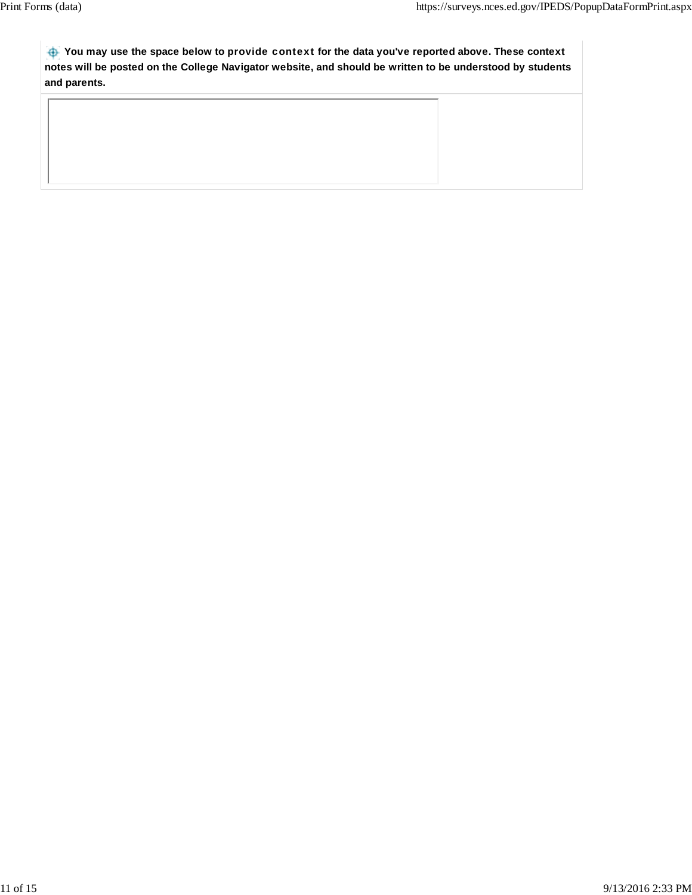**You may use the space below to provide context for the data you've reported above. These context notes will be posted on the College Navigator website, and should be written to be understood by students and parents.**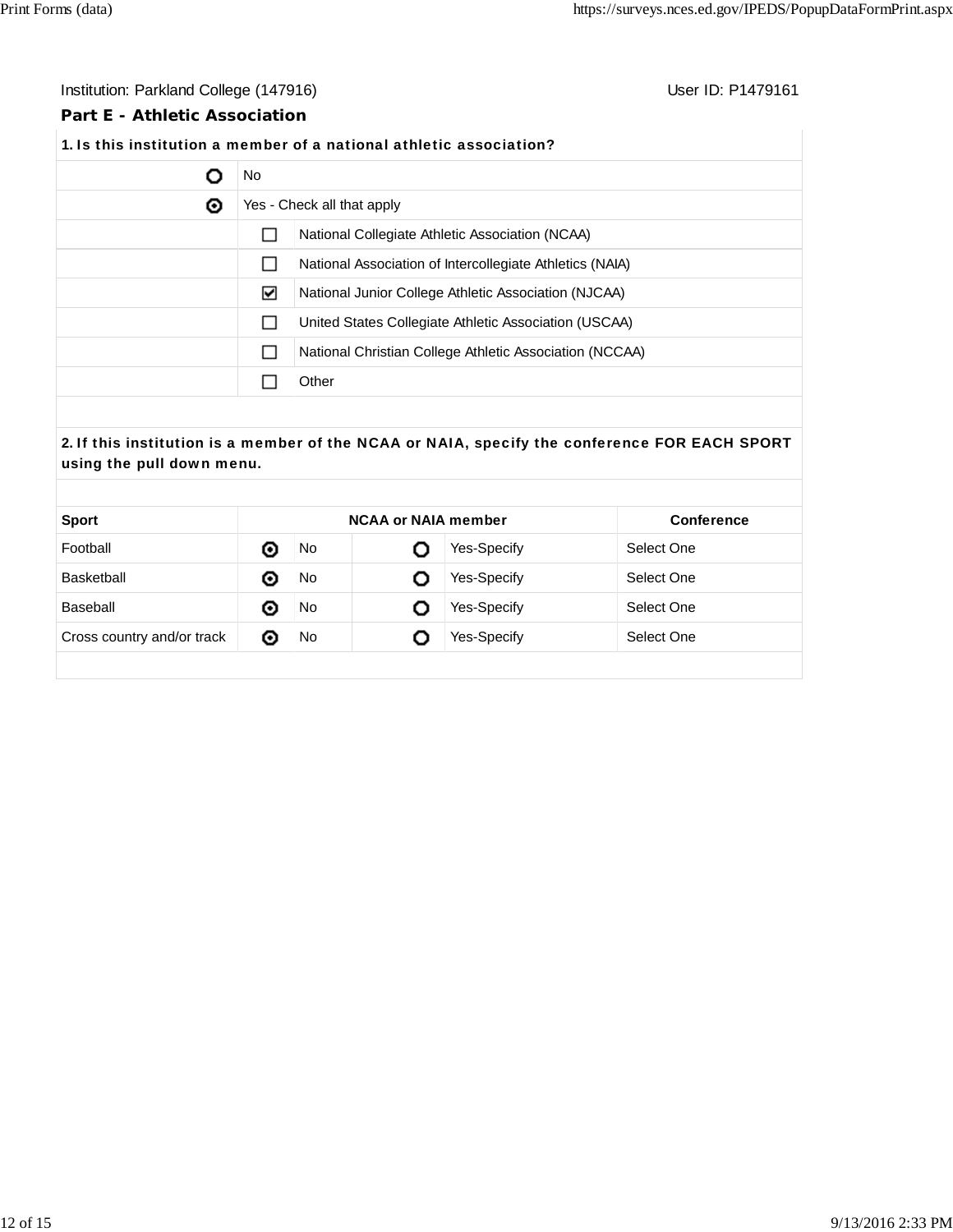Institution: Parkland College (147916) User ID: P1479161

## Part E - Athletic Association

**1. Is this institution a member of a national athletic association?**

| | |
|---|---|
| ○ | No |
| ◉ | Yes - Check all that apply |
| ☐ | National Collegiate Athletic Association (NCAA) |
| ☐ | National Association of Intercollegiate Athletics (NAIA) |
| ☑ | National Junior College Athletic Association (NJCAA) |
| ☐ | United States Collegiate Athletic Association (USCAA) |
| ☐ | National Christian College Athletic Association (NCCAA) |
| ☐ | Other |

**2. If this institution is a member of the NCAA or NAIA, specify the conference FOR EACH SPORT using the pull down menu.**

| Sport | NCAA or NAIA member | | | | Conference |
|---|---|---|---|---|---|
| Football | ◉ | No | ○ | Yes-Specify | Select One |
| Basketball | ◉ | No | ○ | Yes-Specify | Select One |
| Baseball | ◉ | No | ○ | Yes-Specify | Select One |
| Cross country and/or track | ◉ | No | ○ | Yes-Specify | Select One |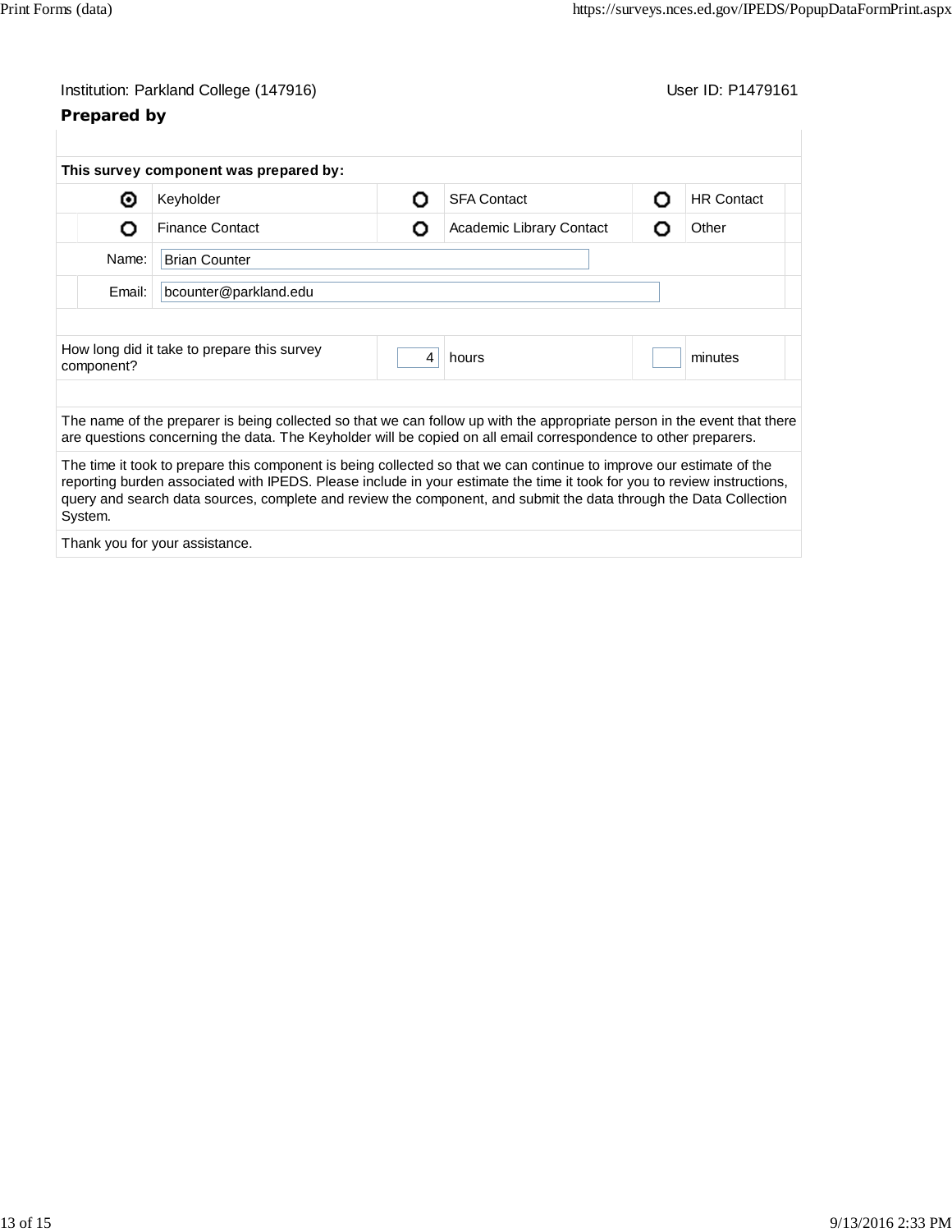Institution: Parkland College (147916) User ID: P1479161

## Prepared by

**This survey component was prepared by:**

| | | | | | |
|---|---|---|---|---|---|
| ◉ | Keyholder | ○ | SFA Contact | ○ | HR Contact |
| ○ | Finance Contact | ○ | Academic Library Contact | ○ | Other |

Name: Brian Counter

Email: bcounter@parkland.edu

| How long did it take to prepare this survey component? | 4 | hours | | minutes |
|---|---|---|---|---|

The name of the preparer is being collected so that we can follow up with the appropriate person in the event that there are questions concerning the data. The Keyholder will be copied on all email correspondence to other preparers.

The time it took to prepare this component is being collected so that we can continue to improve our estimate of the reporting burden associated with IPEDS. Please include in your estimate the time it took for you to review instructions, query and search data sources, complete and review the component, and submit the data through the Data Collection System.

Thank you for your assistance.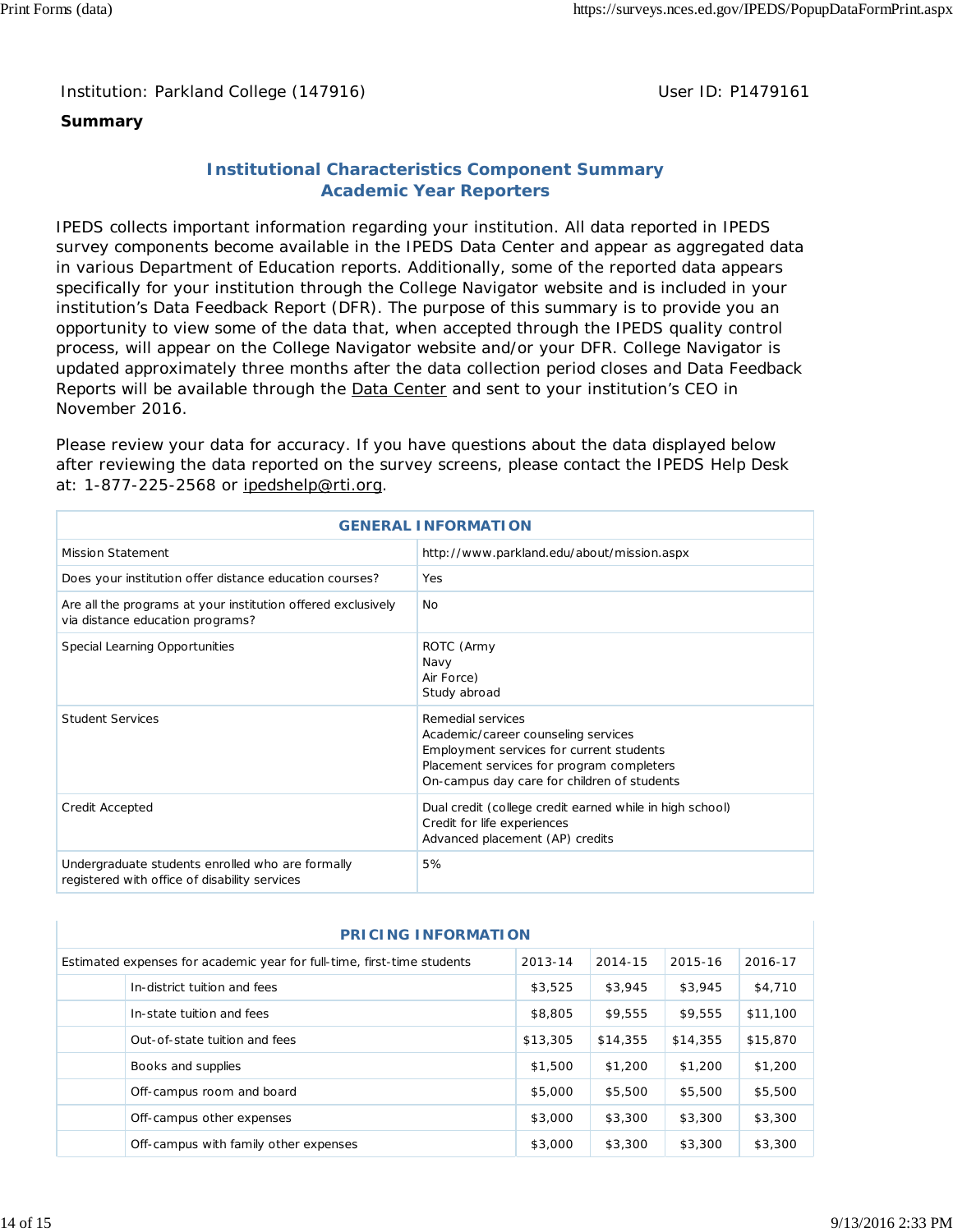Institution: Parkland College (147916)

User ID: P1479161

**Summary**

## Institutional Characteristics Component Summary
## Academic Year Reporters

IPEDS collects important information regarding your institution. All data reported in IPEDS survey components become available in the IPEDS Data Center and appear as aggregated data in various Department of Education reports. Additionally, some of the reported data appears specifically for your institution through the College Navigator website and is included in your institution's Data Feedback Report (DFR). The purpose of this summary is to provide you an opportunity to view some of the data that, when accepted through the IPEDS quality control process, will appear on the College Navigator website and/or your DFR. College Navigator is updated approximately three months after the data collection period closes and Data Feedback Reports will be available through the Data Center and sent to your institution's CEO in November 2016.

Please review your data for accuracy. If you have questions about the data displayed below after reviewing the data reported on the survey screens, please contact the IPEDS Help Desk at: 1-877-225-2568 or ipedshelp@rti.org.

| GENERAL INFORMATION | |
|---|---|
| Mission Statement | http://www.parkland.edu/about/mission.aspx |
| Does your institution offer distance education courses? | Yes |
| Are all the programs at your institution offered exclusively via distance education programs? | No |
| Special Learning Opportunities | ROTC (Army<br>Navy<br>Air Force)<br>Study abroad |
| Student Services | Remedial services<br>Academic/career counseling services<br>Employment services for current students<br>Placement services for program completers<br>On-campus day care for children of students |
| Credit Accepted | Dual credit (college credit earned while in high school)<br>Credit for life experiences<br>Advanced placement (AP) credits |
| Undergraduate students enrolled who are formally registered with office of disability services | 5% |

| PRICING INFORMATION | | | | |
|---|---|---|---|---|
| Estimated expenses for academic year for full-time, first-time students | 2013-14 | 2014-15 | 2015-16 | 2016-17 |
| In-district tuition and fees | $3,525 | $3,945 | $3,945 | $4,710 |
| In-state tuition and fees | $8,805 | $9,555 | $9,555 | $11,100 |
| Out-of-state tuition and fees | $13,305 | $14,355 | $14,355 | $15,870 |
| Books and supplies | $1,500 | $1,200 | $1,200 | $1,200 |
| Off-campus room and board | $5,000 | $5,500 | $5,500 | $5,500 |
| Off-campus other expenses | $3,000 | $3,300 | $3,300 | $3,300 |
| Off-campus with family other expenses | $3,000 | $3,300 | $3,300 | $3,300 |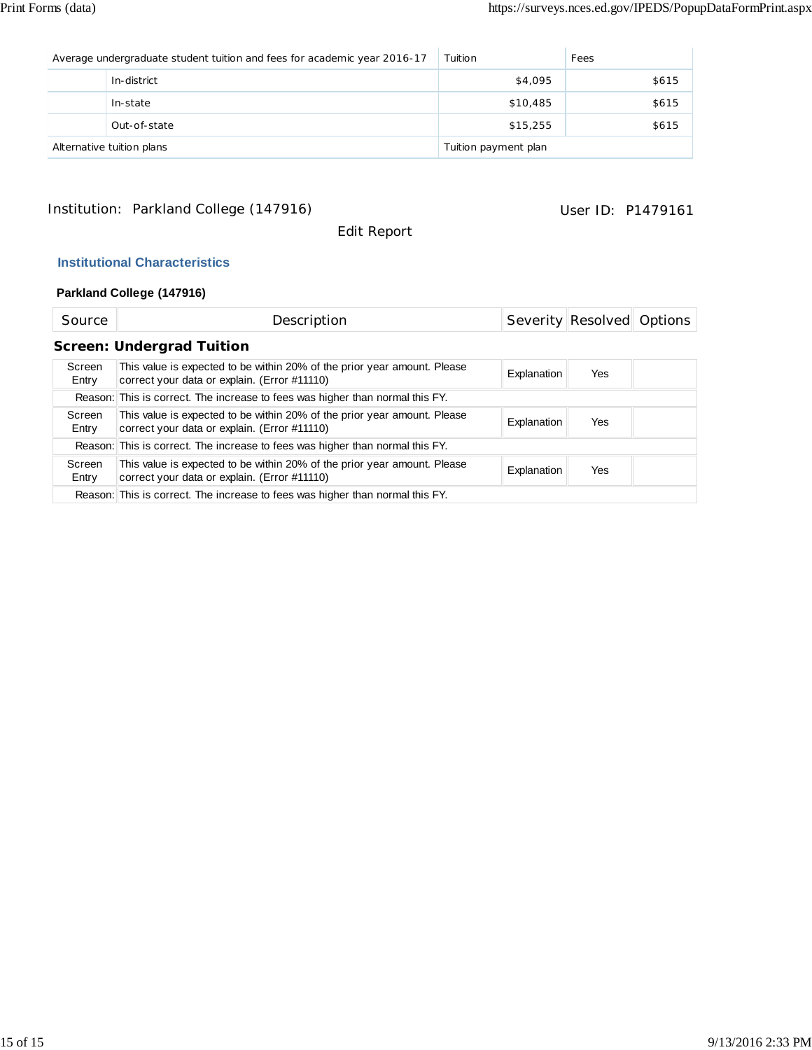| Average undergraduate student tuition and fees for academic year 2016-17 | | Tuition | Fees |
|---|---|---|---|
| | In-district | $4,095 | $615 |
| | In-state | $10,485 | $615 |
| | Out-of-state | $15,255 | $615 |
| Alternative tuition plans | | Tuition payment plan | |

Institution: Parkland College (147916)

User ID: P1479161

Edit Report

## Institutional Characteristics

**Parkland College (147916)**

| Source | Description | Severity | Resolved | Options |
|---|---|---|---|---|
| **Screen: Undergrad Tuition** | | | | |
| Screen Entry | This value is expected to be within 20% of the prior year amount. Please correct your data or explain. (Error #11110) | Explanation | Yes | |
| Reason: | This is correct. The increase to fees was higher than normal this FY. | | | |
| Screen Entry | This value is expected to be within 20% of the prior year amount. Please correct your data or explain. (Error #11110) | Explanation | Yes | |
| Reason: | This is correct. The increase to fees was higher than normal this FY. | | | |
| Screen Entry | This value is expected to be within 20% of the prior year amount. Please correct your data or explain. (Error #11110) | Explanation | Yes | |
| Reason: | This is correct. The increase to fees was higher than normal this FY. | | | |